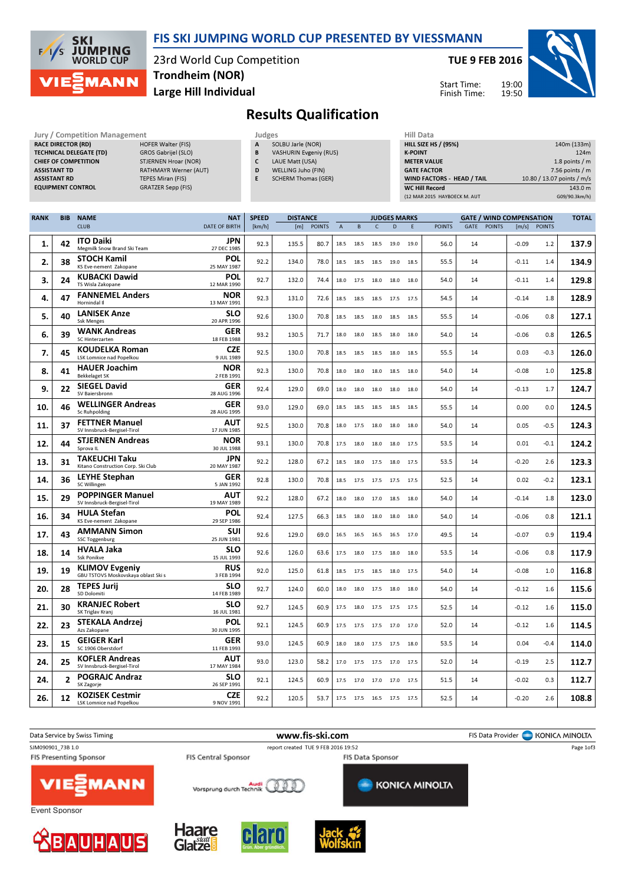# FIS SKI JUMPING WORLD CUP PRESENTED BY VIESSMANN

23rd World Cup Competition
**Trondheim (NOR)**
**Large Hill Individual**

**TUE 9 FEB 2016**

Start Time: 19:00
Finish Time: 19:50

## Results Qualification

| Jury / Competition Management | |
|---|---|
| RACE DIRECTOR (RD) | HOFER Walter (FIS) |
| TECHNICAL DELEGATE (TD) | GROS Gabrijel (SLO) |
| CHIEF OF COMPETITION | STJERNEN Hroar (NOR) |
| ASSISTANT TD | RATHMAYR Werner (AUT) |
| ASSISTANT RD | TEPES Miran (FIS) |
| EQUIPMENT CONTROL | GRATZER Sepp (FIS) |

| Judges | |
|---|---|
| A | SOLBU Jarle (NOR) |
| B | VASHURIN Evgeniy (RUS) |
| C | LAUE Matt (USA) |
| D | WELLING Juho (FIN) |
| E | SCHERM Thomas (GER) |

| Hill Data | |
|---|---|
| HILL SIZE HS / (95%) | 140m (133m) |
| K-POINT | 124m |
| METER VALUE | 1.8 points / m |
| GATE FACTOR | 7.56 points / m |
| WIND FACTORS - HEAD / TAIL | 10.80 / 13.07 points / m/s |
| WC Hill Record | 143.0 m |
| (12 MAR 2015 HAYBOECK M. AUT | G09/90.3km/h) |

| RANK | BIB | NAME / CLUB | NAT / DATE OF BIRTH | SPEED [km/h] | DISTANCE [m] | DISTANCE POINTS | A | B | C | D | E | JUDGES POINTS | GATE | GATE POINTS | WIND [m/s] | WIND POINTS | TOTAL |
|---|---|---|---|---|---|---|---|---|---|---|---|---|---|---|---|---|---|
| 1. | 42 | ITO Daiki / Megmilk Snow Brand Ski Team | JPN / 27 DEC 1985 | 92.3 | 135.5 | 80.7 | 18.5 | 18.5 | 18.5 | 19.0 | 19.0 | 56.0 | 14 | | -0.09 | 1.2 | 137.9 |
| 2. | 38 | STOCH Kamil / KS Eve-nement Zakopane | POL / 25 MAY 1987 | 92.2 | 134.0 | 78.0 | 18.5 | 18.5 | 18.5 | 19.0 | 18.5 | 55.5 | 14 | | -0.11 | 1.4 | 134.9 |
| 3. | 24 | KUBACKI Dawid / TS Wisla Zakopane | POL / 12 MAR 1990 | 92.7 | 132.0 | 74.4 | 18.0 | 17.5 | 18.0 | 18.0 | 18.0 | 54.0 | 14 | | -0.11 | 1.4 | 129.8 |
| 4. | 47 | FANNEMEL Anders / Hornindal Il | NOR / 13 MAY 1991 | 92.3 | 131.0 | 72.6 | 18.5 | 18.5 | 18.5 | 17.5 | 17.5 | 54.5 | 14 | | -0.14 | 1.8 | 128.9 |
| 5. | 40 | LANISEK Anze / Ssk Menges | SLO / 20 APR 1996 | 92.6 | 130.0 | 70.8 | 18.5 | 18.5 | 18.0 | 18.5 | 18.5 | 55.5 | 14 | | -0.06 | 0.8 | 127.1 |
| 6. | 39 | WANK Andreas / SC Hinterzarten | GER / 18 FEB 1988 | 93.2 | 130.5 | 71.7 | 18.0 | 18.0 | 18.5 | 18.0 | 18.0 | 54.0 | 14 | | -0.06 | 0.8 | 126.5 |
| 7. | 45 | KOUDELKA Roman / LSK Lomnice nad Popelkou | CZE / 9 JUL 1989 | 92.5 | 130.0 | 70.8 | 18.5 | 18.5 | 18.5 | 18.0 | 18.5 | 55.5 | 14 | | 0.03 | -0.3 | 126.0 |
| 8. | 41 | HAUER Joachim / Bekkelaget SK | NOR / 2 FEB 1991 | 92.3 | 130.0 | 70.8 | 18.0 | 18.0 | 18.0 | 18.5 | 18.0 | 54.0 | 14 | | -0.08 | 1.0 | 125.8 |
| 9. | 22 | SIEGEL David / SV Baiersbronn | GER / 28 AUG 1996 | 92.4 | 129.0 | 69.0 | 18.0 | 18.0 | 18.0 | 18.0 | 18.0 | 54.0 | 14 | | -0.13 | 1.7 | 124.7 |
| 10. | 46 | WELLINGER Andreas / Sc Ruhpolding | GER / 28 AUG 1995 | 93.0 | 129.0 | 69.0 | 18.5 | 18.5 | 18.5 | 18.5 | 18.5 | 55.5 | 14 | | 0.00 | 0.0 | 124.5 |
| 11. | 37 | FETTNER Manuel / SV Innsbruck-Bergisel-Tirol | AUT / 17 JUN 1985 | 92.5 | 130.0 | 70.8 | 18.0 | 17.5 | 18.0 | 18.0 | 18.0 | 54.0 | 14 | | 0.05 | -0.5 | 124.3 |
| 12. | 44 | STJERNEN Andreas / Sprova IL | NOR / 30 JUL 1988 | 93.1 | 130.0 | 70.8 | 17.5 | 18.0 | 18.0 | 18.0 | 17.5 | 53.5 | 14 | | 0.01 | -0.1 | 124.2 |
| 13. | 31 | TAKEUCHI Taku / Kitano Construction Corp. Ski Club | JPN / 20 MAY 1987 | 92.2 | 128.0 | 67.2 | 18.5 | 18.0 | 17.5 | 18.0 | 17.5 | 53.5 | 14 | | -0.20 | 2.6 | 123.3 |
| 14. | 36 | LEYHE Stephan / SC Willingen | GER / 5 JAN 1992 | 92.8 | 130.0 | 70.8 | 18.5 | 17.5 | 17.5 | 17.5 | 17.5 | 52.5 | 14 | | 0.02 | -0.2 | 123.1 |
| 15. | 29 | POPPINGER Manuel / SV Innsbruck-Bergisel-Tirol | AUT / 19 MAY 1989 | 92.2 | 128.0 | 67.2 | 18.0 | 18.0 | 17.0 | 18.5 | 18.0 | 54.0 | 14 | | -0.14 | 1.8 | 123.0 |
| 16. | 34 | HULA Stefan / KS Eve-nement Zakopane | POL / 29 SEP 1986 | 92.4 | 127.5 | 66.3 | 18.5 | 18.0 | 18.0 | 18.0 | 18.0 | 54.0 | 14 | | -0.06 | 0.8 | 121.1 |
| 17. | 43 | AMMANN Simon / SSC Toggenburg | SUI / 25 JUN 1981 | 92.6 | 129.0 | 69.0 | 16.5 | 16.5 | 16.5 | 16.5 | 17.0 | 49.5 | 14 | | -0.07 | 0.9 | 119.4 |
| 18. | 14 | HVALA Jaka / Ssk Ponikve | SLO / 15 JUL 1993 | 92.6 | 126.0 | 63.6 | 17.5 | 18.0 | 17.5 | 18.0 | 18.0 | 53.5 | 14 | | -0.06 | 0.8 | 117.9 |
| 19. | 19 | KLIMOV Evgeniy / GBU TSTOVS Moskovskaya oblast Ski s | RUS / 3 FEB 1994 | 92.0 | 125.0 | 61.8 | 18.5 | 17.5 | 18.5 | 18.0 | 17.5 | 54.0 | 14 | | -0.08 | 1.0 | 116.8 |
| 20. | 28 | TEPES Jurij / SD Dolomiti | SLO / 14 FEB 1989 | 92.7 | 124.0 | 60.0 | 18.0 | 18.0 | 17.5 | 18.0 | 18.0 | 54.0 | 14 | | -0.12 | 1.6 | 115.6 |
| 21. | 30 | KRANJEC Robert / SK Triglav Kranj | SLO / 16 JUL 1981 | 92.7 | 124.5 | 60.9 | 17.5 | 18.0 | 17.5 | 17.5 | 17.5 | 52.5 | 14 | | -0.12 | 1.6 | 115.0 |
| 22. | 23 | STEKALA Andrzej / Azs Zakopane | POL / 30 JUN 1995 | 92.1 | 124.5 | 60.9 | 17.5 | 17.5 | 17.5 | 17.0 | 17.0 | 52.0 | 14 | | -0.12 | 1.6 | 114.5 |
| 23. | 15 | GEIGER Karl / SC 1906 Oberstdorf | GER / 11 FEB 1993 | 93.0 | 124.5 | 60.9 | 18.0 | 18.0 | 17.5 | 17.5 | 18.0 | 53.5 | 14 | | 0.04 | -0.4 | 114.0 |
| 24. | 25 | KOFLER Andreas / SV Innsbruck-Bergisel-Tirol | AUT / 17 MAY 1984 | 93.0 | 123.0 | 58.2 | 17.0 | 17.5 | 17.5 | 17.0 | 17.5 | 52.0 | 14 | | -0.19 | 2.5 | 112.7 |
| 24. | 2 | POGRAJC Andraz / SK Zagorje | SLO / 26 SEP 1991 | 92.1 | 124.5 | 60.9 | 17.5 | 17.0 | 17.0 | 17.0 | 17.5 | 51.5 | 14 | | -0.02 | 0.3 | 112.7 |
| 26. | 12 | KOZISEK Cestmir / LSK Lomnice nad Popelkou | CZE / 9 NOV 1991 | 92.2 | 120.5 | 53.7 | 17.5 | 17.5 | 16.5 | 17.5 | 17.5 | 52.5 | 14 | | -0.20 | 2.6 | 108.8 |

Data Service by Swiss Timing — www.fis-ski.com — FIS Data Provider KONICA MINOLTA

SJM090901_73B 1.0 — report created TUE 9 FEB 2016 19:52

FIS Presenting Sponsor: VIESSMANN — FIS Central Sponsor: Audi Vorsprung durch Technik — FIS Data Sponsor: KONICA MINOLTA

Event Sponsor: BAUHAUS, Haare statt Glatze, claro, Jack Wolfskin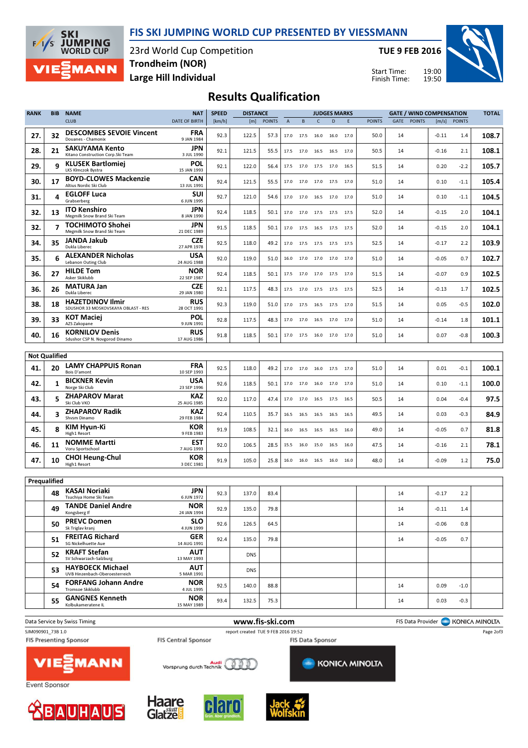# FIS SKI JUMPING WORLD CUP PRESENTED BY VIESSMANN

23rd World Cup Competition
Trondheim (NOR)
Large Hill Individual

TUE 9 FEB 2016

Start Time: 19:00
Finish Time: 19:50

## Results Qualification

| RANK | BIB | NAME / CLUB | NAT / DATE OF BIRTH | SPEED [km/h] | DISTANCE [m] | DISTANCE POINTS | A | B | C | D | E | JUDGES POINTS | GATE | GATE POINTS | WIND [m/s] | WIND POINTS | TOTAL |
|---|---|---|---|---|---|---|---|---|---|---|---|---|---|---|---|---|---|
| 27. | 32 | DESCOMBES SEVOIE Vincent<br>Douanes - Chamonix | FRA<br>9 JAN 1984 | 92.3 | 122.5 | 57.3 | 17.0 | 17.5 | 16.0 | 16.0 | 17.0 | 50.0 | 14 | | -0.11 | 1.4 | 108.7 |
| 28. | 21 | SAKUYAMA Kento<br>Kitano Construction Corp.Ski Team | JPN<br>3 JUL 1990 | 92.1 | 121.5 | 55.5 | 17.5 | 17.0 | 16.5 | 16.5 | 17.0 | 50.5 | 14 | | -0.16 | 2.1 | 108.1 |
| 29. | 9 | KLUSEK Bartlomiej<br>LKS Klmczok Bystra | POL<br>15 JAN 1993 | 92.1 | 122.0 | 56.4 | 17.5 | 17.0 | 17.5 | 17.0 | 16.5 | 51.5 | 14 | | 0.20 | -2.2 | 105.7 |
| 30. | 17 | BOYD-CLOWES Mackenzie<br>Altius Nordic Ski Club | CAN<br>13 JUL 1991 | 92.4 | 121.5 | 55.5 | 17.0 | 17.0 | 17.0 | 17.5 | 17.0 | 51.0 | 14 | | 0.10 | -1.1 | 105.4 |
| 31. | 4 | EGLOFF Luca<br>Grabserberg | SUI<br>6 JUN 1995 | 92.7 | 121.0 | 54.6 | 17.0 | 17.0 | 16.5 | 17.0 | 17.0 | 51.0 | 14 | | 0.10 | -1.1 | 104.5 |
| 32. | 13 | ITO Kenshiro<br>Megmilk Snow Brand Ski Team | JPN<br>8 JAN 1990 | 92.4 | 118.5 | 50.1 | 17.0 | 17.0 | 17.5 | 17.5 | 17.5 | 52.0 | 14 | | -0.15 | 2.0 | 104.1 |
| 32. | 7 | TOCHIMOTO Shohei<br>Megmilk Snow Brand Ski Team | JPN<br>21 DEC 1989 | 91.5 | 118.5 | 50.1 | 17.0 | 17.5 | 16.5 | 17.5 | 17.5 | 52.0 | 14 | | -0.15 | 2.0 | 104.1 |
| 34. | 35 | JANDA Jakub<br>Dukla Liberec | CZE<br>27 APR 1978 | 92.5 | 118.0 | 49.2 | 17.0 | 17.5 | 17.5 | 17.5 | 17.5 | 52.5 | 14 | | -0.17 | 2.2 | 103.9 |
| 35. | 6 | ALEXANDER Nicholas<br>Lebanon Outing Club | USA<br>24 AUG 1988 | 92.0 | 119.0 | 51.0 | 16.0 | 17.0 | 17.0 | 17.0 | 17.0 | 51.0 | 14 | | -0.05 | 0.7 | 102.7 |
| 36. | 27 | HILDE Tom<br>Asker Skiklubb | NOR<br>22 SEP 1987 | 92.4 | 118.5 | 50.1 | 17.5 | 17.0 | 17.0 | 17.5 | 17.0 | 51.5 | 14 | | -0.07 | 0.9 | 102.5 |
| 36. | 26 | MATURA Jan<br>Dukla Liberec | CZE<br>29 JAN 1980 | 92.1 | 117.5 | 48.3 | 17.5 | 17.0 | 17.5 | 17.5 | 17.5 | 52.5 | 14 | | -0.13 | 1.7 | 102.5 |
| 38. | 18 | HAZETDINOV Ilmir<br>SDUSHOR 33 MOSKOVSKAYA OBLAST - RES | RUS<br>28 OCT 1991 | 92.3 | 119.0 | 51.0 | 17.0 | 17.5 | 16.5 | 17.5 | 17.0 | 51.5 | 14 | | 0.05 | -0.5 | 102.0 |
| 39. | 33 | KOT Maciej<br>AZS Zakopane | POL<br>9 JUN 1991 | 92.8 | 117.5 | 48.3 | 17.0 | 17.0 | 16.5 | 17.0 | 17.0 | 51.0 | 14 | | -0.14 | 1.8 | 101.1 |
| 40. | 16 | KORNILOV Denis<br>Sdushor CSP N. Novgorod Dinamo | RUS<br>17 AUG 1986 | 91.8 | 118.5 | 50.1 | 17.0 | 17.5 | 16.0 | 17.0 | 17.0 | 51.0 | 14 | | 0.07 | -0.8 | 100.3 |
| **Not Qualified** | | | | | | | | | | | | | | | | | |
| 41. | 20 | LAMY CHAPPUIS Ronan<br>Bois D'amont | FRA<br>10 SEP 1993 | 92.5 | 118.0 | 49.2 | 17.0 | 17.0 | 16.0 | 17.5 | 17.0 | 51.0 | 14 | | 0.01 | -0.1 | 100.1 |
| 42. | 1 | BICKNER Kevin<br>Norge Ski Club | USA<br>23 SEP 1996 | 92.6 | 118.5 | 50.1 | 17.0 | 17.0 | 16.0 | 17.0 | 17.0 | 51.0 | 14 | | 0.10 | -1.1 | 100.0 |
| 43. | 5 | ZHAPAROV Marat<br>Ski Club VKO | KAZ<br>25 AUG 1985 | 92.0 | 117.0 | 47.4 | 17.0 | 17.0 | 16.5 | 17.5 | 16.5 | 50.5 | 14 | | 0.04 | -0.4 | 97.5 |
| 44. | 3 | ZHAPAROV Radik<br>Shvsm Dinamo | KAZ<br>29 FEB 1984 | 92.4 | 110.5 | 35.7 | 16.5 | 16.5 | 16.5 | 16.5 | 16.5 | 49.5 | 14 | | 0.03 | -0.3 | 84.9 |
| 45. | 8 | KIM Hyun-Ki<br>High1 Resort | KOR<br>9 FEB 1983 | 91.9 | 108.5 | 32.1 | 16.0 | 16.5 | 16.5 | 16.5 | 16.0 | 49.0 | 14 | | -0.05 | 0.7 | 81.8 |
| 46. | 11 | NOMME Martti<br>Voru Sportschool | EST<br>7 AUG 1993 | 92.0 | 106.5 | 28.5 | 15.5 | 16.0 | 15.0 | 16.5 | 16.0 | 47.5 | 14 | | -0.16 | 2.1 | 78.1 |
| 47. | 10 | CHOI Heung-Chul<br>High1 Resort | KOR<br>3 DEC 1981 | 91.9 | 105.0 | 25.8 | 16.0 | 16.0 | 16.5 | 16.0 | 16.0 | 48.0 | 14 | | -0.09 | 1.2 | 75.0 |
| **Prequalified** | | | | | | | | | | | | | | | | | |
| | 48 | KASAI Noriaki<br>Tsuchiya Home Ski Team | JPN<br>6 JUN 1972 | 92.3 | 137.0 | 83.4 | | | | | | | 14 | | -0.17 | 2.2 | |
| | 49 | TANDE Daniel Andre<br>Kongsberg If | NOR<br>24 JAN 1994 | 92.9 | 135.0 | 79.8 | | | | | | | 14 | | -0.11 | 1.4 | |
| | 50 | PREVC Domen<br>Sk Triglav kranj | SLO<br>4 JUN 1999 | 92.6 | 126.5 | 64.5 | | | | | | | 14 | | -0.06 | 0.8 | |
| | 51 | FREITAG Richard<br>SG Nickelhuette Aue | GER<br>14 AUG 1991 | 92.4 | 135.0 | 79.8 | | | | | | | 14 | | -0.05 | 0.7 | |
| | 52 | KRAFT Stefan<br>SV Schwarzach-Salzburg | AUT<br>13 MAY 1993 | | DNS | | | | | | | | | | | | |
| | 53 | HAYBOECK Michael<br>UVB Hinzenbach-Oberoesterreich | AUT<br>5 MAR 1991 | | DNS | | | | | | | | | | | | |
| | 54 | FORFANG Johann Andre<br>Tromsoe Skiklubb | NOR<br>4 JUL 1995 | 92.5 | 140.0 | 88.8 | | | | | | | 14 | | 0.09 | -1.0 | |
| | 55 | GANGNES Kenneth<br>Kolbukameratene IL | NOR<br>15 MAY 1989 | 93.4 | 132.5 | 75.3 | | | | | | | 14 | | 0.03 | -0.3 | |

Data Service by Swiss Timing — www.fis-ski.com — FIS Data Provider KONICA MINOLTA

SJM090901_73B 1.0 — report created TUE 9 FEB 2016 19:52

FIS Presenting Sponsor: VIESSMANN — FIS Central Sponsor: Audi — FIS Data Sponsor: KONICA MINOLTA

Event Sponsor: BAUHAUS, Haare statt Glatze, claro, Jack Wolfskin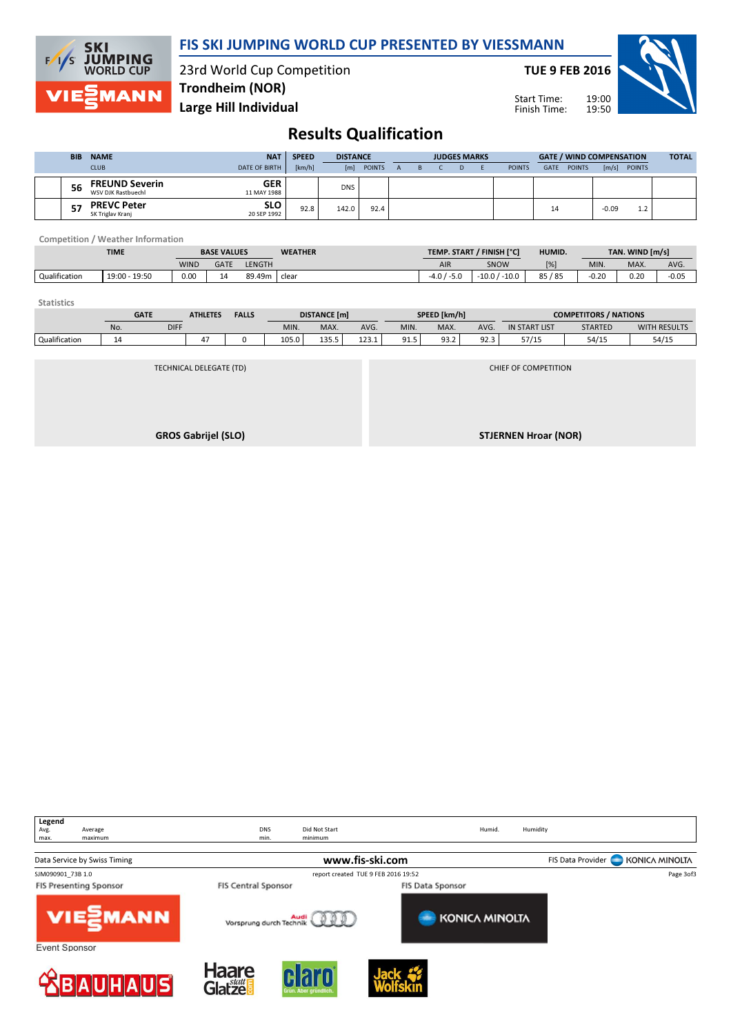# FIS SKI JUMPING WORLD CUP PRESENTED BY VIESSMANN

23rd World Cup Competition
**Trondheim (NOR)**
**Large Hill Individual**

**TUE 9 FEB 2016**

Start Time: 19:00
Finish Time: 19:50

## Results Qualification

| BIB | NAME / CLUB | NAT / DATE OF BIRTH | SPEED [km/h] | DISTANCE [m] | DISTANCE POINTS | JUDGES MARKS A | B | C | D | E | POINTS | GATE | GATE POINTS | WIND [m/s] | WIND POINTS | TOTAL |
|---|---|---|---|---|---|---|---|---|---|---|---|---|---|---|---|---|
| 56 | **FREUND Severin** WSV DJK Rastbuechl | **GER** 11 MAY 1988 | | DNS | | | | | | | | | | | | |
| 57 | **PREVC Peter** SK Triglav Kranj | **SLO** 20 SEP 1992 | 92.8 | 142.0 | 92.4 | | | | | | | 14 | | -0.09 | 1.2 | |

### Competition / Weather Information

| | TIME | BASE VALUES WIND | GATE | LENGTH | WEATHER | TEMP. START / FINISH [°C] AIR | SNOW | HUMID. [%] | TAN. WIND [m/s] MIN. | MAX. | AVG. |
|---|---|---|---|---|---|---|---|---|---|---|---|
| Qualification | 19:00 - 19:50 | 0.00 | 14 | 89.49m | clear | -4.0 / -5.0 | -10.0 / -10.0 | 85 / 85 | -0.20 | 0.20 | -0.05 |

### Statistics

| | GATE No. | DIFF | ATHLETES | FALLS | DISTANCE [m] MIN. | MAX. | AVG. | SPEED [km/h] MIN. | MAX. | AVG. | COMPETITORS / NATIONS IN START LIST | STARTED | WITH RESULTS |
|---|---|---|---|---|---|---|---|---|---|---|---|---|---|
| Qualification | 14 | | 47 | 0 | 105.0 | 135.5 | 123.1 | 91.5 | 93.2 | 92.3 | 57/15 | 54/15 | 54/15 |

| TECHNICAL DELEGATE (TD) | CHIEF OF COMPETITION |
|---|---|
| **GROS Gabrijel (SLO)** | **STJERNEN Hroar (NOR)** |

**Legend**

| | | | | | |
|---|---|---|---|---|---|
| Avg. | Average | DNS | Did Not Start | Humid. | Humidity |
| max. | maximum | min. | minimum | | |

Data Service by Swiss Timing — www.fis-ski.com — FIS Data Provider KONICA MINOLTA

SJM090901_73B 1.0 — report created TUE 9 FEB 2016 19:52

FIS Presenting Sponsor: VIESSMANN — FIS Central Sponsor: Audi Vorsprung durch Technik — FIS Data Sponsor: KONICA MINOLTA

Event Sponsor: BAUHAUS, Haare statt Glatze, claro, Jack Wolfskin